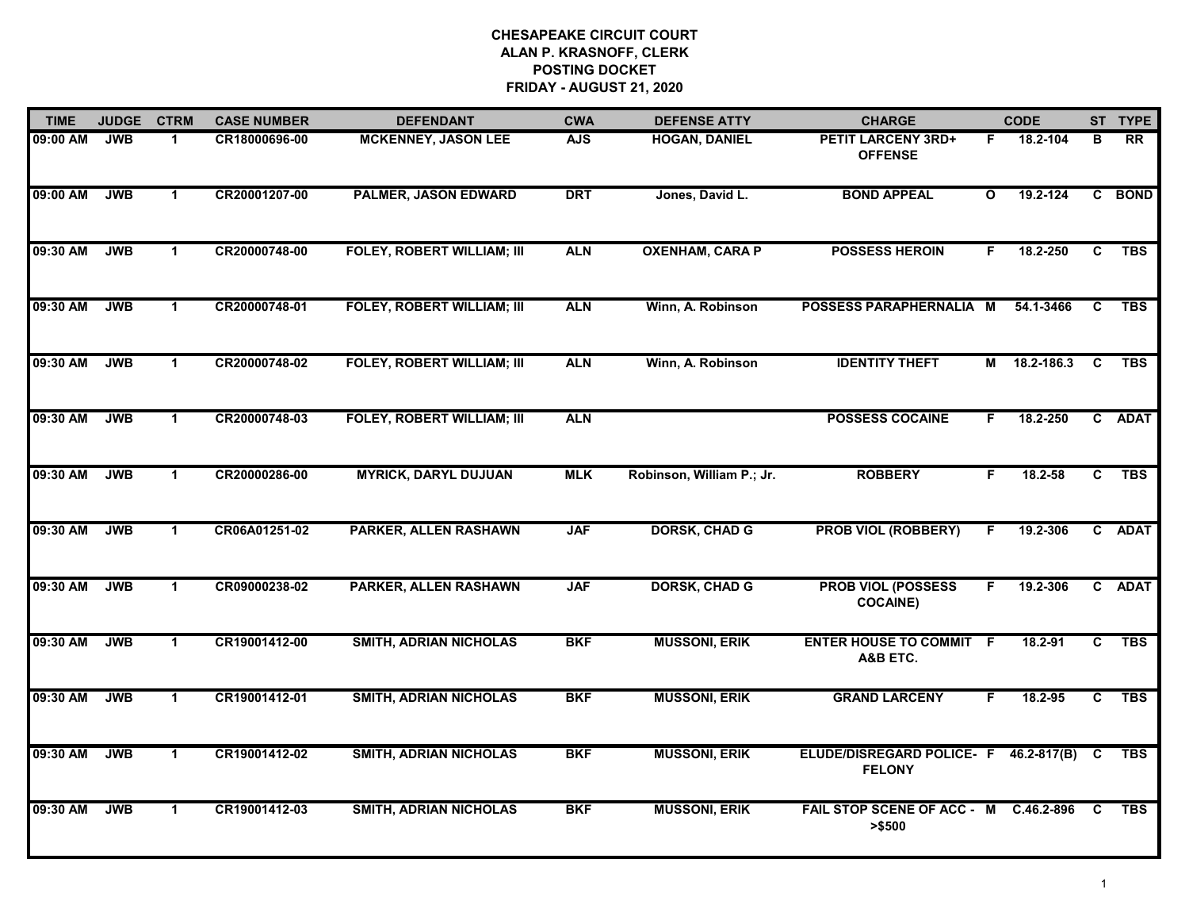# CHESAPEAKE CIRCUIT COURT
## ALAN P. KRASNOFF, CLERK
## POSTING DOCKET
## FRIDAY - AUGUST 21, 2020

| TIME | JUDGE | CTRM | CASE NUMBER | DEFENDANT | CWA | DEFENSE ATTY | CHARGE | | CODE | ST | TYPE |
|---|---|---|---|---|---|---|---|---|---|---|---|
| 09:00 AM | JWB | 1 | CR18000696-00 | MCKENNEY, JASON LEE | AJS | HOGAN, DANIEL | PETIT LARCENY 3RD+ OFFENSE | F | 18.2-104 | B | RR |
| 09:00 AM | JWB | 1 | CR20001207-00 | PALMER, JASON EDWARD | DRT | Jones, David L. | BOND APPEAL | O | 19.2-124 | C | BOND |
| 09:30 AM | JWB | 1 | CR20000748-00 | FOLEY, ROBERT WILLIAM; III | ALN | OXENHAM, CARA P | POSSESS HEROIN | F | 18.2-250 | C | TBS |
| 09:30 AM | JWB | 1 | CR20000748-01 | FOLEY, ROBERT WILLIAM; III | ALN | Winn, A. Robinson | POSSESS PARAPHERNALIA | M | 54.1-3466 | C | TBS |
| 09:30 AM | JWB | 1 | CR20000748-02 | FOLEY, ROBERT WILLIAM; III | ALN | Winn, A. Robinson | IDENTITY THEFT | M | 18.2-186.3 | C | TBS |
| 09:30 AM | JWB | 1 | CR20000748-03 | FOLEY, ROBERT WILLIAM; III | ALN | | POSSESS COCAINE | F | 18.2-250 | C | ADAT |
| 09:30 AM | JWB | 1 | CR20000286-00 | MYRICK, DARYL DUJUAN | MLK | Robinson, William P.; Jr. | ROBBERY | F | 18.2-58 | C | TBS |
| 09:30 AM | JWB | 1 | CR06A01251-02 | PARKER, ALLEN RASHAWN | JAF | DORSK, CHAD G | PROB VIOL (ROBBERY) | F | 19.2-306 | C | ADAT |
| 09:30 AM | JWB | 1 | CR09000238-02 | PARKER, ALLEN RASHAWN | JAF | DORSK, CHAD G | PROB VIOL (POSSESS COCAINE) | F | 19.2-306 | C | ADAT |
| 09:30 AM | JWB | 1 | CR19001412-00 | SMITH, ADRIAN NICHOLAS | BKF | MUSSONI, ERIK | ENTER HOUSE TO COMMIT A&B ETC. | F | 18.2-91 | C | TBS |
| 09:30 AM | JWB | 1 | CR19001412-01 | SMITH, ADRIAN NICHOLAS | BKF | MUSSONI, ERIK | GRAND LARCENY | F | 18.2-95 | C | TBS |
| 09:30 AM | JWB | 1 | CR19001412-02 | SMITH, ADRIAN NICHOLAS | BKF | MUSSONI, ERIK | ELUDE/DISREGARD POLICE- FELONY | F | 46.2-817(B) | C | TBS |
| 09:30 AM | JWB | 1 | CR19001412-03 | SMITH, ADRIAN NICHOLAS | BKF | MUSSONI, ERIK | FAIL STOP SCENE OF ACC - >$500 | M | C.46.2-896 | C | TBS |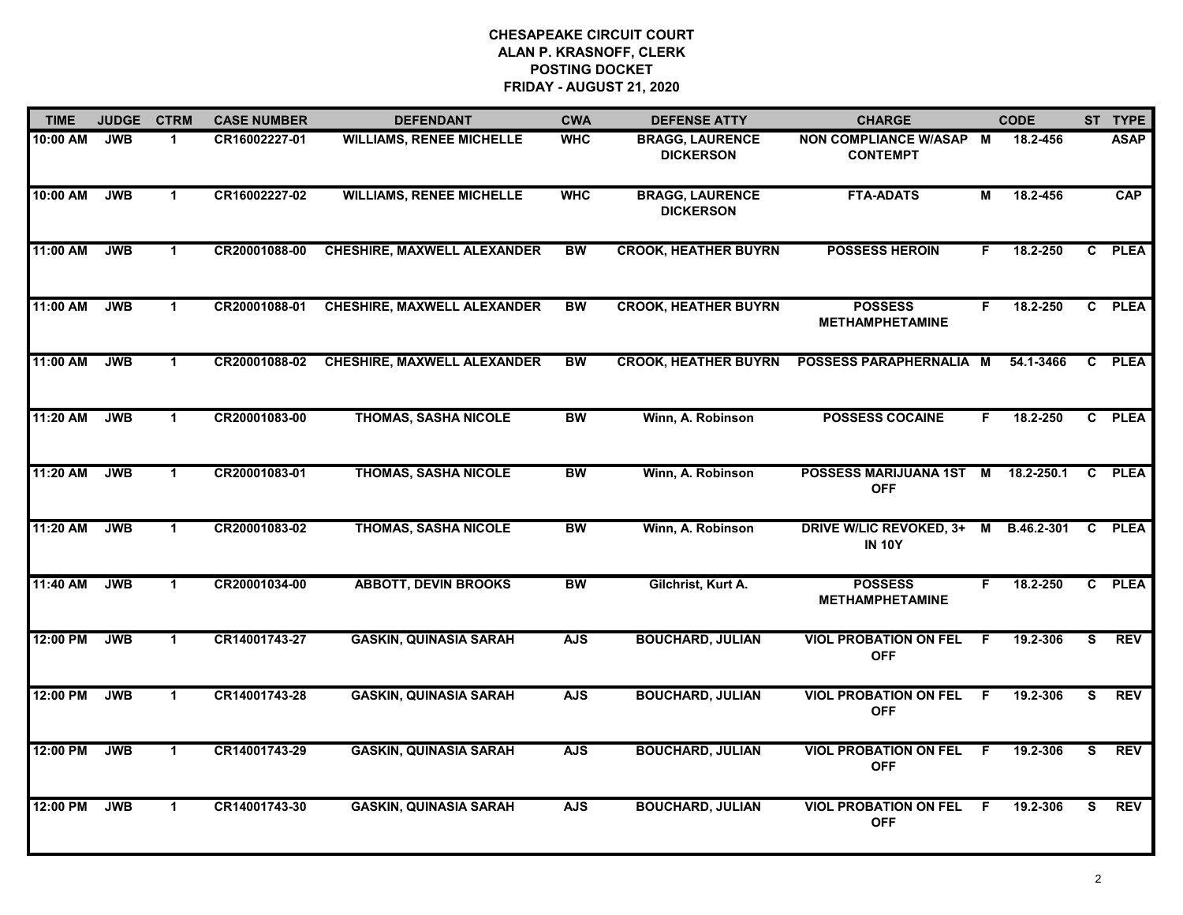**CHESAPEAKE CIRCUIT COURT**
**ALAN P. KRASNOFF, CLERK**
**POSTING DOCKET**
**FRIDAY - AUGUST 21, 2020**

| TIME | JUDGE | CTRM | CASE NUMBER | DEFENDANT | CWA | DEFENSE ATTY | CHARGE | | CODE | ST | TYPE |
|---|---|---|---|---|---|---|---|---|---|---|---|
| 10:00 AM | JWB | 1 | CR16002227-01 | WILLIAMS, RENEE MICHELLE | WHC | BRAGG, LAURENCE DICKERSON | NON COMPLIANCE W/ASAP CONTEMPT | M | 18.2-456 | | ASAP |
| 10:00 AM | JWB | 1 | CR16002227-02 | WILLIAMS, RENEE MICHELLE | WHC | BRAGG, LAURENCE DICKERSON | FTA-ADATS | M | 18.2-456 | | CAP |
| 11:00 AM | JWB | 1 | CR20001088-00 | CHESHIRE, MAXWELL ALEXANDER | BW | CROOK, HEATHER BUYRN | POSSESS HEROIN | F | 18.2-250 | C | PLEA |
| 11:00 AM | JWB | 1 | CR20001088-01 | CHESHIRE, MAXWELL ALEXANDER | BW | CROOK, HEATHER BUYRN | POSSESS METHAMPHETAMINE | F | 18.2-250 | C | PLEA |
| 11:00 AM | JWB | 1 | CR20001088-02 | CHESHIRE, MAXWELL ALEXANDER | BW | CROOK, HEATHER BUYRN | POSSESS PARAPHERNALIA | M | 54.1-3466 | C | PLEA |
| 11:20 AM | JWB | 1 | CR20001083-00 | THOMAS, SASHA NICOLE | BW | Winn, A. Robinson | POSSESS COCAINE | F | 18.2-250 | C | PLEA |
| 11:20 AM | JWB | 1 | CR20001083-01 | THOMAS, SASHA NICOLE | BW | Winn, A. Robinson | POSSESS MARIJUANA 1ST OFF | M | 18.2-250.1 | C | PLEA |
| 11:20 AM | JWB | 1 | CR20001083-02 | THOMAS, SASHA NICOLE | BW | Winn, A. Robinson | DRIVE W/LIC REVOKED, 3+ IN 10Y | M | B.46.2-301 | C | PLEA |
| 11:40 AM | JWB | 1 | CR20001034-00 | ABBOTT, DEVIN BROOKS | BW | Gilchrist, Kurt A. | POSSESS METHAMPHETAMINE | F | 18.2-250 | C | PLEA |
| 12:00 PM | JWB | 1 | CR14001743-27 | GASKIN, QUINASIA SARAH | AJS | BOUCHARD, JULIAN | VIOL PROBATION ON FEL OFF | F | 19.2-306 | S | REV |
| 12:00 PM | JWB | 1 | CR14001743-28 | GASKIN, QUINASIA SARAH | AJS | BOUCHARD, JULIAN | VIOL PROBATION ON FEL OFF | F | 19.2-306 | S | REV |
| 12:00 PM | JWB | 1 | CR14001743-29 | GASKIN, QUINASIA SARAH | AJS | BOUCHARD, JULIAN | VIOL PROBATION ON FEL OFF | F | 19.2-306 | S | REV |
| 12:00 PM | JWB | 1 | CR14001743-30 | GASKIN, QUINASIA SARAH | AJS | BOUCHARD, JULIAN | VIOL PROBATION ON FEL OFF | F | 19.2-306 | S | REV |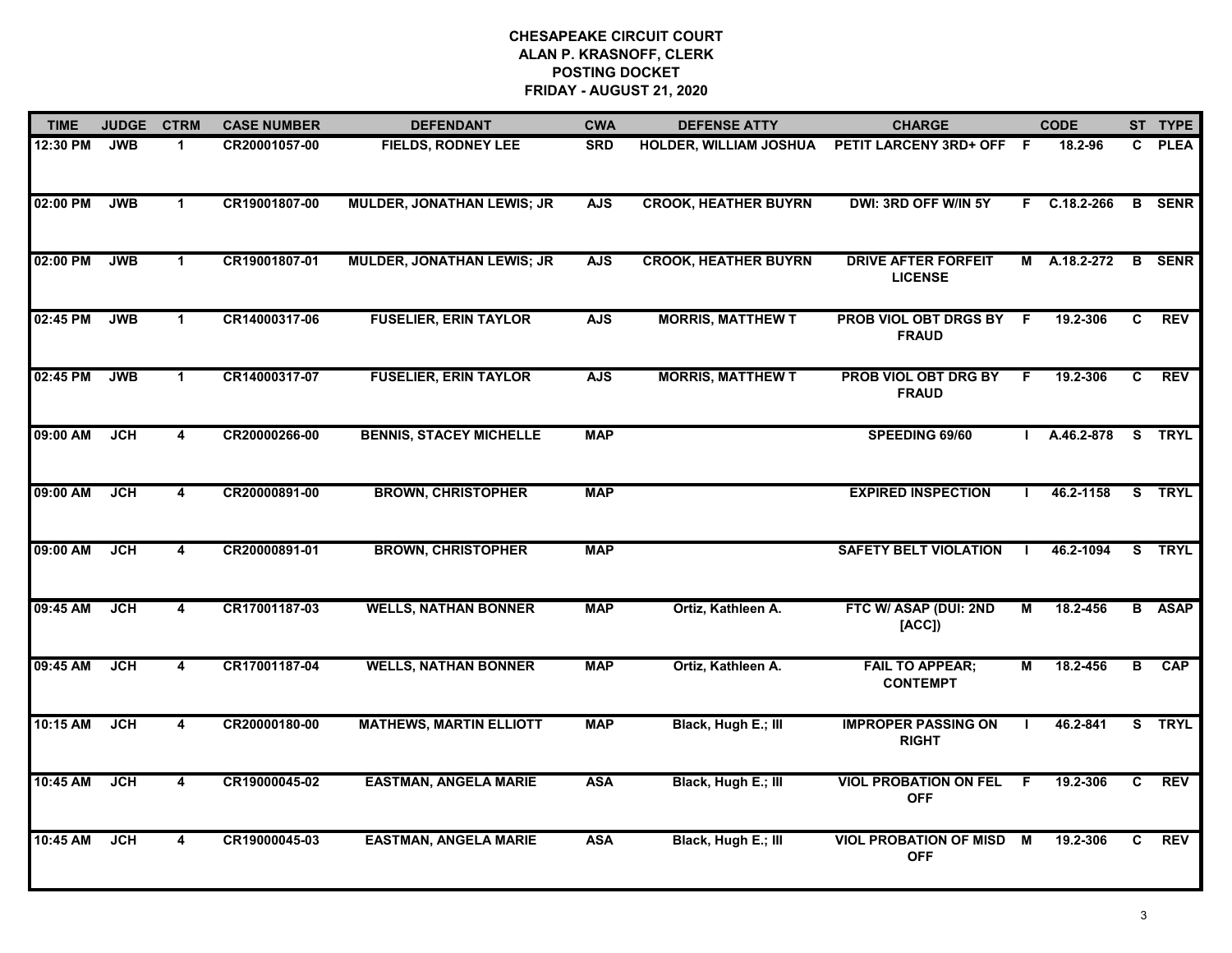**CHESAPEAKE CIRCUIT COURT**
**ALAN P. KRASNOFF, CLERK**
**POSTING DOCKET**
**FRIDAY - AUGUST 21, 2020**

| TIME | JUDGE | CTRM | CASE NUMBER | DEFENDANT | CWA | DEFENSE ATTY | CHARGE | | CODE | ST | TYPE |
|---|---|---|---|---|---|---|---|---|---|---|---|
| 12:30 PM | JWB | 1 | CR20001057-00 | FIELDS, RODNEY LEE | SRD | HOLDER, WILLIAM JOSHUA | PETIT LARCENY 3RD+ OFF | F | 18.2-96 | C | PLEA |
| 02:00 PM | JWB | 1 | CR19001807-00 | MULDER, JONATHAN LEWIS; JR | AJS | CROOK, HEATHER BUYRN | DWI: 3RD OFF W/IN 5Y | F | C.18.2-266 | B | SENR |
| 02:00 PM | JWB | 1 | CR19001807-01 | MULDER, JONATHAN LEWIS; JR | AJS | CROOK, HEATHER BUYRN | DRIVE AFTER FORFEIT LICENSE | M | A.18.2-272 | B | SENR |
| 02:45 PM | JWB | 1 | CR14000317-06 | FUSELIER, ERIN TAYLOR | AJS | MORRIS, MATTHEW T | PROB VIOL OBT DRGS BY FRAUD | F | 19.2-306 | C | REV |
| 02:45 PM | JWB | 1 | CR14000317-07 | FUSELIER, ERIN TAYLOR | AJS | MORRIS, MATTHEW T | PROB VIOL OBT DRG BY FRAUD | F | 19.2-306 | C | REV |
| 09:00 AM | JCH | 4 | CR20000266-00 | BENNIS, STACEY MICHELLE | MAP | | SPEEDING 69/60 | I | A.46.2-878 | S | TRYL |
| 09:00 AM | JCH | 4 | CR20000891-00 | BROWN, CHRISTOPHER | MAP | | EXPIRED INSPECTION | I | 46.2-1158 | S | TRYL |
| 09:00 AM | JCH | 4 | CR20000891-01 | BROWN, CHRISTOPHER | MAP | | SAFETY BELT VIOLATION | I | 46.2-1094 | S | TRYL |
| 09:45 AM | JCH | 4 | CR17001187-03 | WELLS, NATHAN BONNER | MAP | Ortiz, Kathleen A. | FTC W/ ASAP (DUI: 2ND [ACC]) | M | 18.2-456 | B | ASAP |
| 09:45 AM | JCH | 4 | CR17001187-04 | WELLS, NATHAN BONNER | MAP | Ortiz, Kathleen A. | FAIL TO APPEAR; CONTEMPT | M | 18.2-456 | B | CAP |
| 10:15 AM | JCH | 4 | CR20000180-00 | MATHEWS, MARTIN ELLIOTT | MAP | Black, Hugh E.; III | IMPROPER PASSING ON RIGHT | I | 46.2-841 | S | TRYL |
| 10:45 AM | JCH | 4 | CR19000045-02 | EASTMAN, ANGELA MARIE | ASA | Black, Hugh E.; III | VIOL PROBATION ON FEL OFF | F | 19.2-306 | C | REV |
| 10:45 AM | JCH | 4 | CR19000045-03 | EASTMAN, ANGELA MARIE | ASA | Black, Hugh E.; III | VIOL PROBATION OF MISD OFF | M | 19.2-306 | C | REV |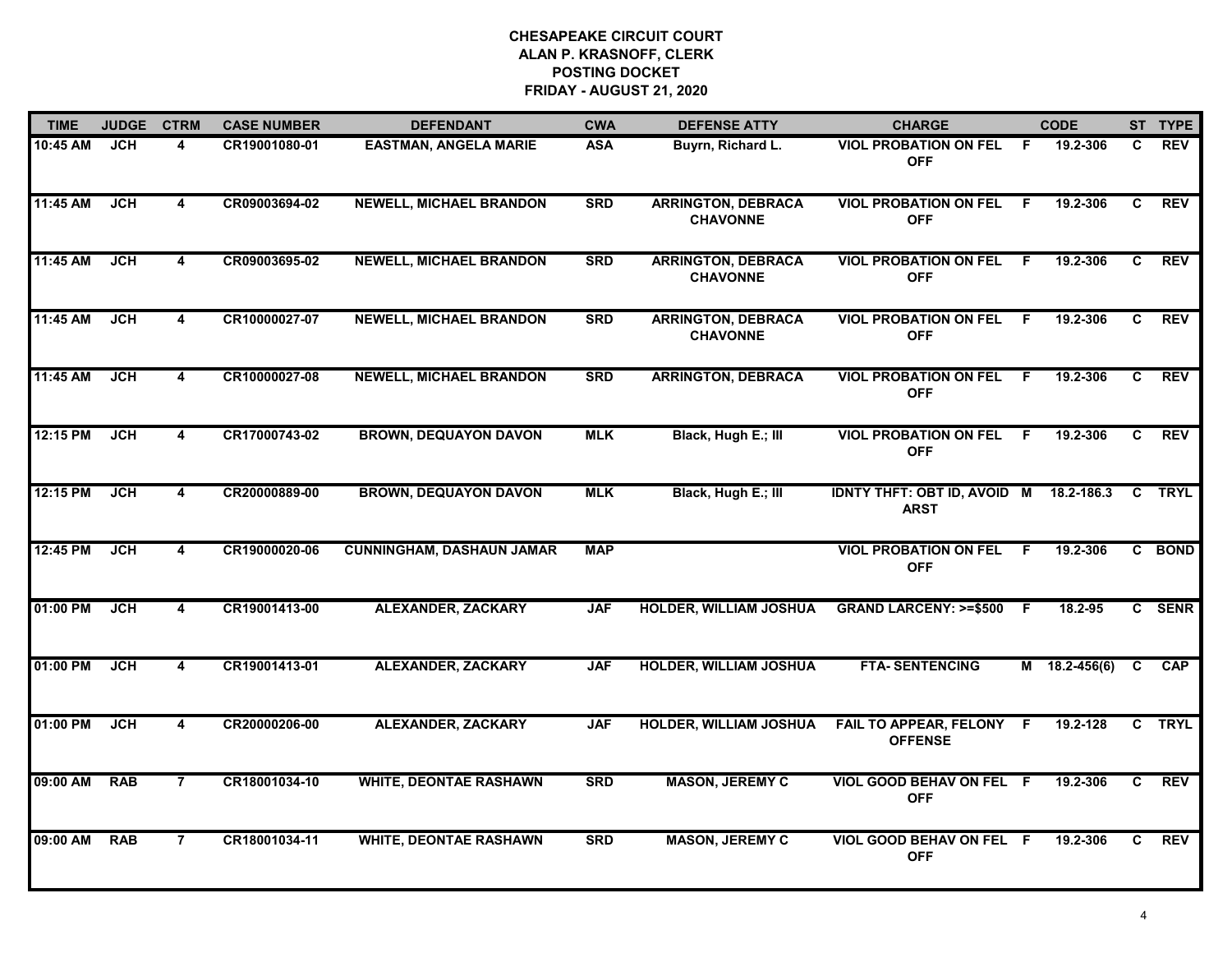**CHESAPEAKE CIRCUIT COURT**
**ALAN P. KRASNOFF, CLERK**
**POSTING DOCKET**
**FRIDAY - AUGUST 21, 2020**

| TIME | JUDGE | CTRM | CASE NUMBER | DEFENDANT | CWA | DEFENSE ATTY | CHARGE | | CODE | ST | TYPE |
|---|---|---|---|---|---|---|---|---|---|---|---|
| 10:45 AM | JCH | 4 | CR19001080-01 | EASTMAN, ANGELA MARIE | ASA | Buyrn, Richard L. | VIOL PROBATION ON FEL OFF | F | 19.2-306 | C | REV |
| 11:45 AM | JCH | 4 | CR09003694-02 | NEWELL, MICHAEL BRANDON | SRD | ARRINGTON, DEBRACA CHAVONNE | VIOL PROBATION ON FEL OFF | F | 19.2-306 | C | REV |
| 11:45 AM | JCH | 4 | CR09003695-02 | NEWELL, MICHAEL BRANDON | SRD | ARRINGTON, DEBRACA CHAVONNE | VIOL PROBATION ON FEL OFF | F | 19.2-306 | C | REV |
| 11:45 AM | JCH | 4 | CR10000027-07 | NEWELL, MICHAEL BRANDON | SRD | ARRINGTON, DEBRACA CHAVONNE | VIOL PROBATION ON FEL OFF | F | 19.2-306 | C | REV |
| 11:45 AM | JCH | 4 | CR10000027-08 | NEWELL, MICHAEL BRANDON | SRD | ARRINGTON, DEBRACA | VIOL PROBATION ON FEL OFF | F | 19.2-306 | C | REV |
| 12:15 PM | JCH | 4 | CR17000743-02 | BROWN, DEQUAYON DAVON | MLK | Black, Hugh E.; III | VIOL PROBATION ON FEL OFF | F | 19.2-306 | C | REV |
| 12:15 PM | JCH | 4 | CR20000889-00 | BROWN, DEQUAYON DAVON | MLK | Black, Hugh E.; III | IDNTY THFT: OBT ID, AVOID ARST | M | 18.2-186.3 | C | TRYL |
| 12:45 PM | JCH | 4 | CR19000020-06 | CUNNINGHAM, DASHAUN JAMAR | MAP | | VIOL PROBATION ON FEL OFF | F | 19.2-306 | C | BOND |
| 01:00 PM | JCH | 4 | CR19001413-00 | ALEXANDER, ZACKARY | JAF | HOLDER, WILLIAM JOSHUA | GRAND LARCENY: >=$500 | F | 18.2-95 | C | SENR |
| 01:00 PM | JCH | 4 | CR19001413-01 | ALEXANDER, ZACKARY | JAF | HOLDER, WILLIAM JOSHUA | FTA- SENTENCING | M | 18.2-456(6) | C | CAP |
| 01:00 PM | JCH | 4 | CR20000206-00 | ALEXANDER, ZACKARY | JAF | HOLDER, WILLIAM JOSHUA | FAIL TO APPEAR, FELONY OFFENSE | F | 19.2-128 | C | TRYL |
| 09:00 AM | RAB | 7 | CR18001034-10 | WHITE, DEONTAE RASHAWN | SRD | MASON, JEREMY C | VIOL GOOD BEHAV ON FEL OFF | F | 19.2-306 | C | REV |
| 09:00 AM | RAB | 7 | CR18001034-11 | WHITE, DEONTAE RASHAWN | SRD | MASON, JEREMY C | VIOL GOOD BEHAV ON FEL OFF | F | 19.2-306 | C | REV |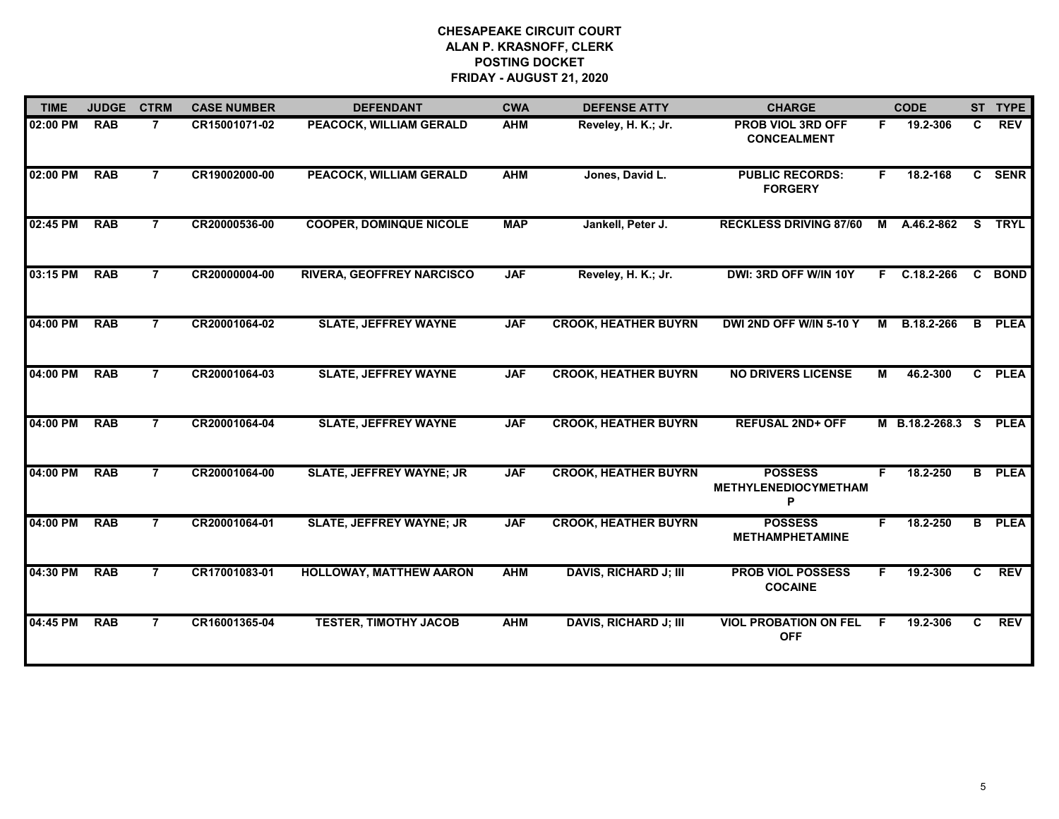**CHESAPEAKE CIRCUIT COURT**
**ALAN P. KRASNOFF, CLERK**
**POSTING DOCKET**
**FRIDAY - AUGUST 21, 2020**

| TIME | JUDGE | CTRM | CASE NUMBER | DEFENDANT | CWA | DEFENSE ATTY | CHARGE | | CODE | ST | TYPE |
|---|---|---|---|---|---|---|---|---|---|---|---|
| 02:00 PM | RAB | 7 | CR15001071-02 | PEACOCK, WILLIAM GERALD | AHM | Reveley, H. K.; Jr. | PROB VIOL 3RD OFF CONCEALMENT | F | 19.2-306 | C | REV |
| 02:00 PM | RAB | 7 | CR19002000-00 | PEACOCK, WILLIAM GERALD | AHM | Jones, David L. | PUBLIC RECORDS: FORGERY | F | 18.2-168 | C | SENR |
| 02:45 PM | RAB | 7 | CR20000536-00 | COOPER, DOMINQUE NICOLE | MAP | Jankell, Peter J. | RECKLESS DRIVING 87/60 | M | A.46.2-862 | S | TRYL |
| 03:15 PM | RAB | 7 | CR20000004-00 | RIVERA, GEOFFREY NARCISCO | JAF | Reveley, H. K.; Jr. | DWI: 3RD OFF W/IN 10Y | F | C.18.2-266 | C | BOND |
| 04:00 PM | RAB | 7 | CR20001064-02 | SLATE, JEFFREY WAYNE | JAF | CROOK, HEATHER BUYRN | DWI 2ND OFF W/IN 5-10 Y | M | B.18.2-266 | B | PLEA |
| 04:00 PM | RAB | 7 | CR20001064-03 | SLATE, JEFFREY WAYNE | JAF | CROOK, HEATHER BUYRN | NO DRIVERS LICENSE | M | 46.2-300 | C | PLEA |
| 04:00 PM | RAB | 7 | CR20001064-04 | SLATE, JEFFREY WAYNE | JAF | CROOK, HEATHER BUYRN | REFUSAL 2ND+ OFF | M | B.18.2-268.3 | S | PLEA |
| 04:00 PM | RAB | 7 | CR20001064-00 | SLATE, JEFFREY WAYNE; JR | JAF | CROOK, HEATHER BUYRN | POSSESS METHYLENEDIOCYMETHAMP | F | 18.2-250 | B | PLEA |
| 04:00 PM | RAB | 7 | CR20001064-01 | SLATE, JEFFREY WAYNE; JR | JAF | CROOK, HEATHER BUYRN | POSSESS METHAMPHETAMINE | F | 18.2-250 | B | PLEA |
| 04:30 PM | RAB | 7 | CR17001083-01 | HOLLOWAY, MATTHEW AARON | AHM | DAVIS, RICHARD J; III | PROB VIOL POSSESS COCAINE | F | 19.2-306 | C | REV |
| 04:45 PM | RAB | 7 | CR16001365-04 | TESTER, TIMOTHY JACOB | AHM | DAVIS, RICHARD J; III | VIOL PROBATION ON FEL OFF | F | 19.2-306 | C | REV |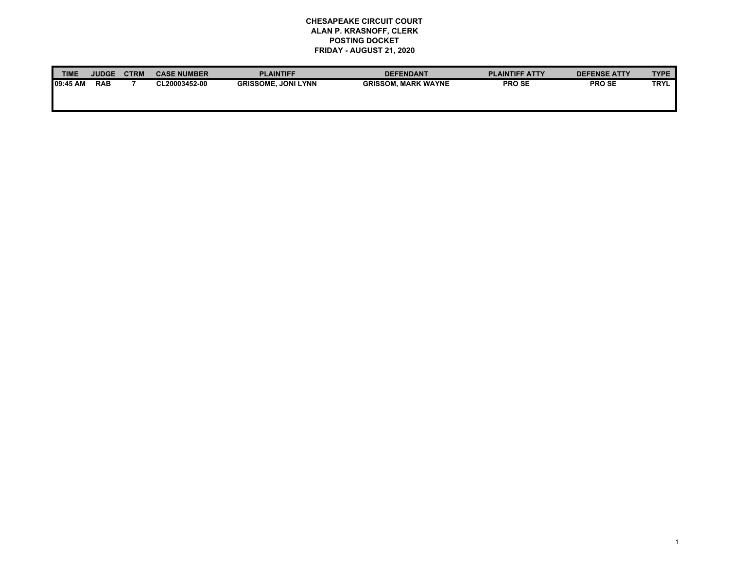**CHESAPEAKE CIRCUIT COURT**
**ALAN P. KRASNOFF, CLERK**
**POSTING DOCKET**
**FRIDAY - AUGUST 21, 2020**

| TIME | JUDGE | CTRM | CASE NUMBER | PLAINTIFF | DEFENDANT | PLAINTIFF ATTY | DEFENSE ATTY | TYPE |
|---|---|---|---|---|---|---|---|---|
| 09:45 AM | RAB | 7 | CL20003452-00 | GRISSOME, JONI LYNN | GRISSOM, MARK WAYNE | PRO SE | PRO SE | TRYL |